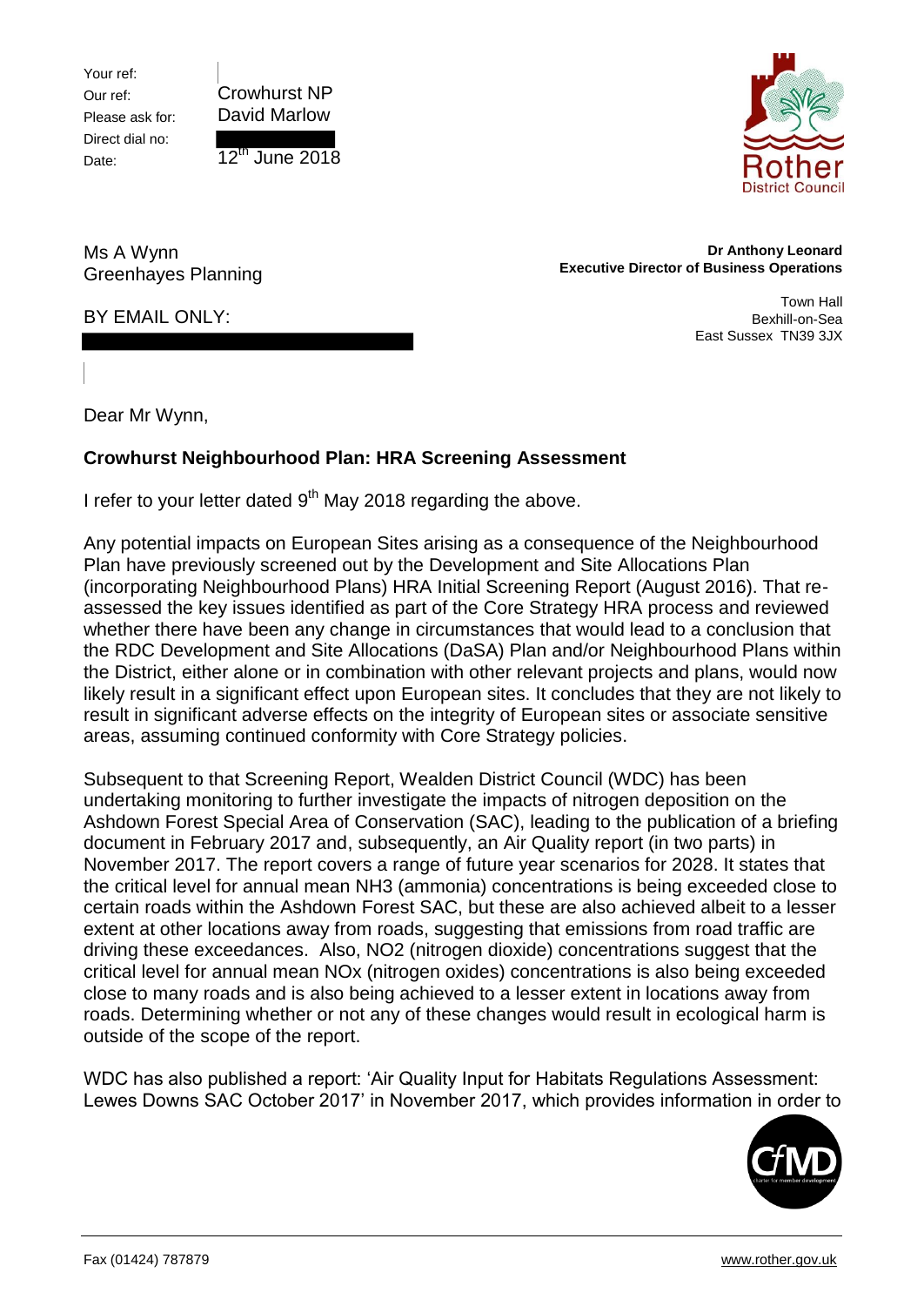| | |
|---|---|
| Your ref: | |
| Our ref: | Crowhurst NP |
| Please ask for: | David Marlow |
| Direct dial no: | |
| Date: | 12th June 2018 |

Ms A Wynn
Greenhayes Planning

BY EMAIL ONLY:

**Dr Anthony Leonard**
**Executive Director of Business Operations**

Town Hall
Bexhill-on-Sea
East Sussex TN39 3JX

Dear Mr Wynn,

**Crowhurst Neighbourhood Plan: HRA Screening Assessment**

I refer to your letter dated 9th May 2018 regarding the above.

Any potential impacts on European Sites arising as a consequence of the Neighbourhood Plan have previously screened out by the Development and Site Allocations Plan (incorporating Neighbourhood Plans) HRA Initial Screening Report (August 2016). That re-assessed the key issues identified as part of the Core Strategy HRA process and reviewed whether there have been any change in circumstances that would lead to a conclusion that the RDC Development and Site Allocations (DaSA) Plan and/or Neighbourhood Plans within the District, either alone or in combination with other relevant projects and plans, would now likely result in a significant effect upon European sites. It concludes that they are not likely to result in significant adverse effects on the integrity of European sites or associate sensitive areas, assuming continued conformity with Core Strategy policies.

Subsequent to that Screening Report, Wealden District Council (WDC) has been undertaking monitoring to further investigate the impacts of nitrogen deposition on the Ashdown Forest Special Area of Conservation (SAC), leading to the publication of a briefing document in February 2017 and, subsequently, an Air Quality report (in two parts) in November 2017. The report covers a range of future year scenarios for 2028. It states that the critical level for annual mean $NH_3$ (ammonia) concentrations is being exceeded close to certain roads within the Ashdown Forest SAC, but these are also achieved albeit to a lesser extent at other locations away from roads, suggesting that emissions from road traffic are driving these exceedances. Also, $NO_2$ (nitrogen dioxide) concentrations suggest that the critical level for annual mean $NO_x$ (nitrogen oxides) concentrations is also being exceeded close to many roads and is also being achieved to a lesser extent in locations away from roads. Determining whether or not any of these changes would result in ecological harm is outside of the scope of the report.

WDC has also published a report: 'Air Quality Input for Habitats Regulations Assessment: Lewes Downs SAC October 2017' in November 2017, which provides information in order to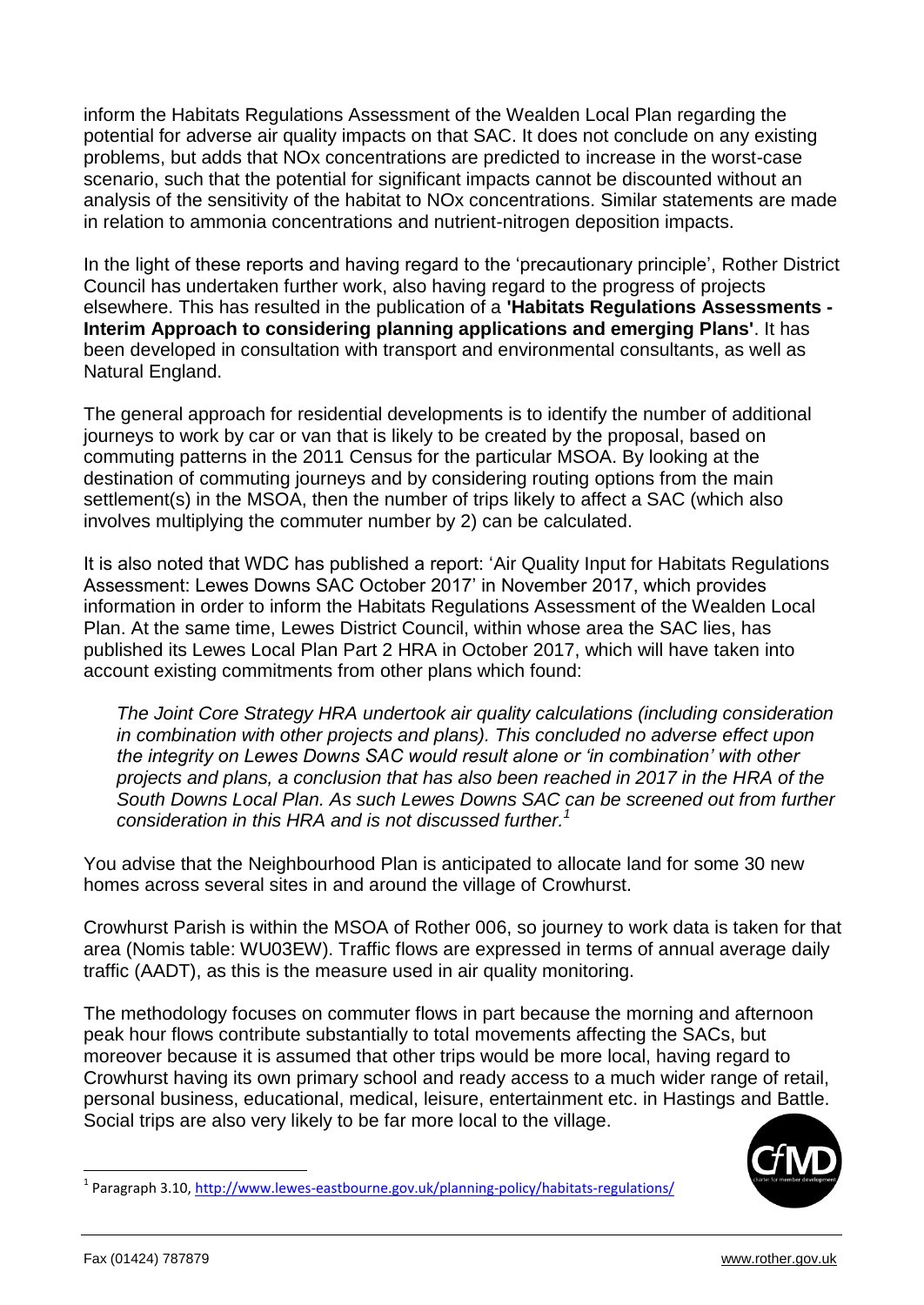inform the Habitats Regulations Assessment of the Wealden Local Plan regarding the potential for adverse air quality impacts on that SAC. It does not conclude on any existing problems, but adds that NOx concentrations are predicted to increase in the worst-case scenario, such that the potential for significant impacts cannot be discounted without an analysis of the sensitivity of the habitat to NOx concentrations. Similar statements are made in relation to ammonia concentrations and nutrient-nitrogen deposition impacts.

In the light of these reports and having regard to the 'precautionary principle', Rother District Council has undertaken further work, also having regard to the progress of projects elsewhere. This has resulted in the publication of a **'Habitats Regulations Assessments - Interim Approach to considering planning applications and emerging Plans'**. It has been developed in consultation with transport and environmental consultants, as well as Natural England.

The general approach for residential developments is to identify the number of additional journeys to work by car or van that is likely to be created by the proposal, based on commuting patterns in the 2011 Census for the particular MSOA. By looking at the destination of commuting journeys and by considering routing options from the main settlement(s) in the MSOA, then the number of trips likely to affect a SAC (which also involves multiplying the commuter number by 2) can be calculated.

It is also noted that WDC has published a report: 'Air Quality Input for Habitats Regulations Assessment: Lewes Downs SAC October 2017' in November 2017, which provides information in order to inform the Habitats Regulations Assessment of the Wealden Local Plan. At the same time, Lewes District Council, within whose area the SAC lies, has published its Lewes Local Plan Part 2 HRA in October 2017, which will have taken into account existing commitments from other plans which found:

> *The Joint Core Strategy HRA undertook air quality calculations (including consideration in combination with other projects and plans). This concluded no adverse effect upon the integrity on Lewes Downs SAC would result alone or 'in combination' with other projects and plans, a conclusion that has also been reached in 2017 in the HRA of the South Downs Local Plan. As such Lewes Downs SAC can be screened out from further consideration in this HRA and is not discussed further.*[1]

You advise that the Neighbourhood Plan is anticipated to allocate land for some 30 new homes across several sites in and around the village of Crowhurst.

Crowhurst Parish is within the MSOA of Rother 006, so journey to work data is taken for that area (Nomis table: WU03EW). Traffic flows are expressed in terms of annual average daily traffic (AADT), as this is the measure used in air quality monitoring.

The methodology focuses on commuter flows in part because the morning and afternoon peak hour flows contribute substantially to total movements affecting the SACs, but moreover because it is assumed that other trips would be more local, having regard to Crowhurst having its own primary school and ready access to a much wider range of retail, personal business, educational, medical, leisure, entertainment etc. in Hastings and Battle. Social trips are also very likely to be far more local to the village.

[1] Paragraph 3.10, http://www.lewes-eastbourne.gov.uk/planning-policy/habitats-regulations/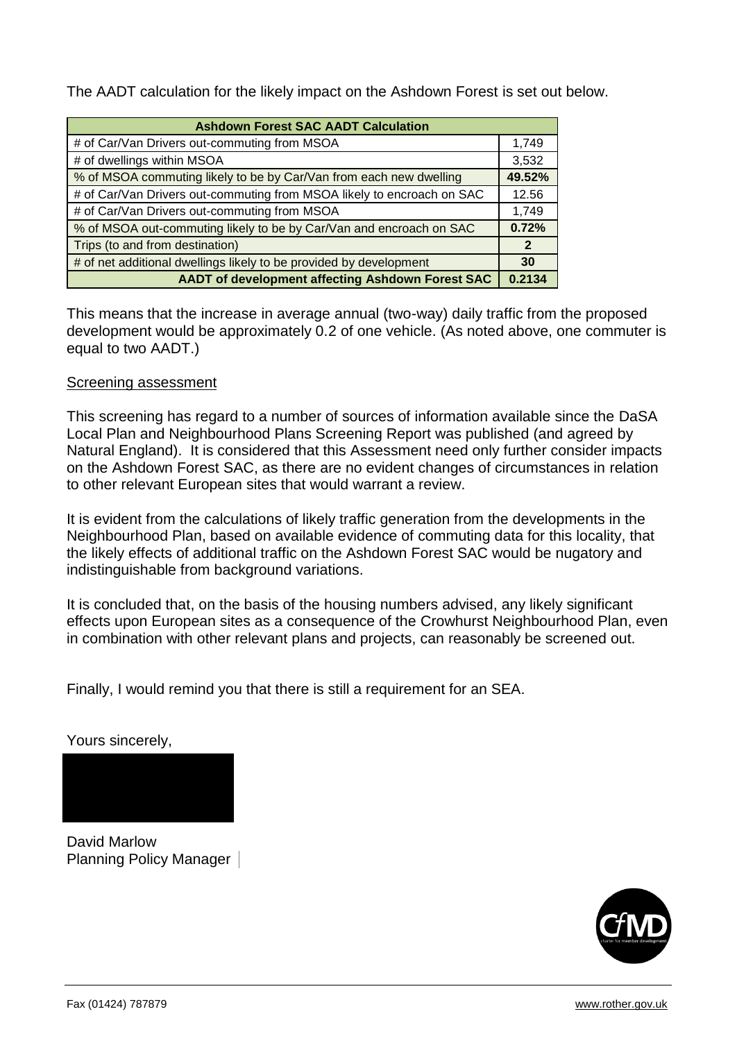The AADT calculation for the likely impact on the Ashdown Forest is set out below.

| Ashdown Forest SAC AADT Calculation | |
|---|---|
| # of Car/Van Drivers out-commuting from MSOA | 1,749 |
| # of dwellings within MSOA | 3,532 |
| % of MSOA commuting likely to be by Car/Van from each new dwelling | **49.52%** |
| # of Car/Van Drivers out-commuting from MSOA likely to encroach on SAC | 12.56 |
| # of Car/Van Drivers out-commuting from MSOA | 1,749 |
| % of MSOA out-commuting likely to be by Car/Van and encroach on SAC | **0.72%** |
| Trips (to and from destination) | **2** |
| # of net additional dwellings likely to be provided by development | **30** |
| **AADT of development affecting Ashdown Forest SAC** | **0.2134** |

This means that the increase in average annual (two-way) daily traffic from the proposed development would be approximately 0.2 of one vehicle. (As noted above, one commuter is equal to two AADT.)

Screening assessment

This screening has regard to a number of sources of information available since the DaSA Local Plan and Neighbourhood Plans Screening Report was published (and agreed by Natural England). It is considered that this Assessment need only further consider impacts on the Ashdown Forest SAC, as there are no evident changes of circumstances in relation to other relevant European sites that would warrant a review.

It is evident from the calculations of likely traffic generation from the developments in the Neighbourhood Plan, based on available evidence of commuting data for this locality, that the likely effects of additional traffic on the Ashdown Forest SAC would be nugatory and indistinguishable from background variations.

It is concluded that, on the basis of the housing numbers advised, any likely significant effects upon European sites as a consequence of the Crowhurst Neighbourhood Plan, even in combination with other relevant plans and projects, can reasonably be screened out.

Finally, I would remind you that there is still a requirement for an SEA.

Yours sincerely,

David Marlow
Planning Policy Manager

Fax (01424) 787879 www.rother.gov.uk